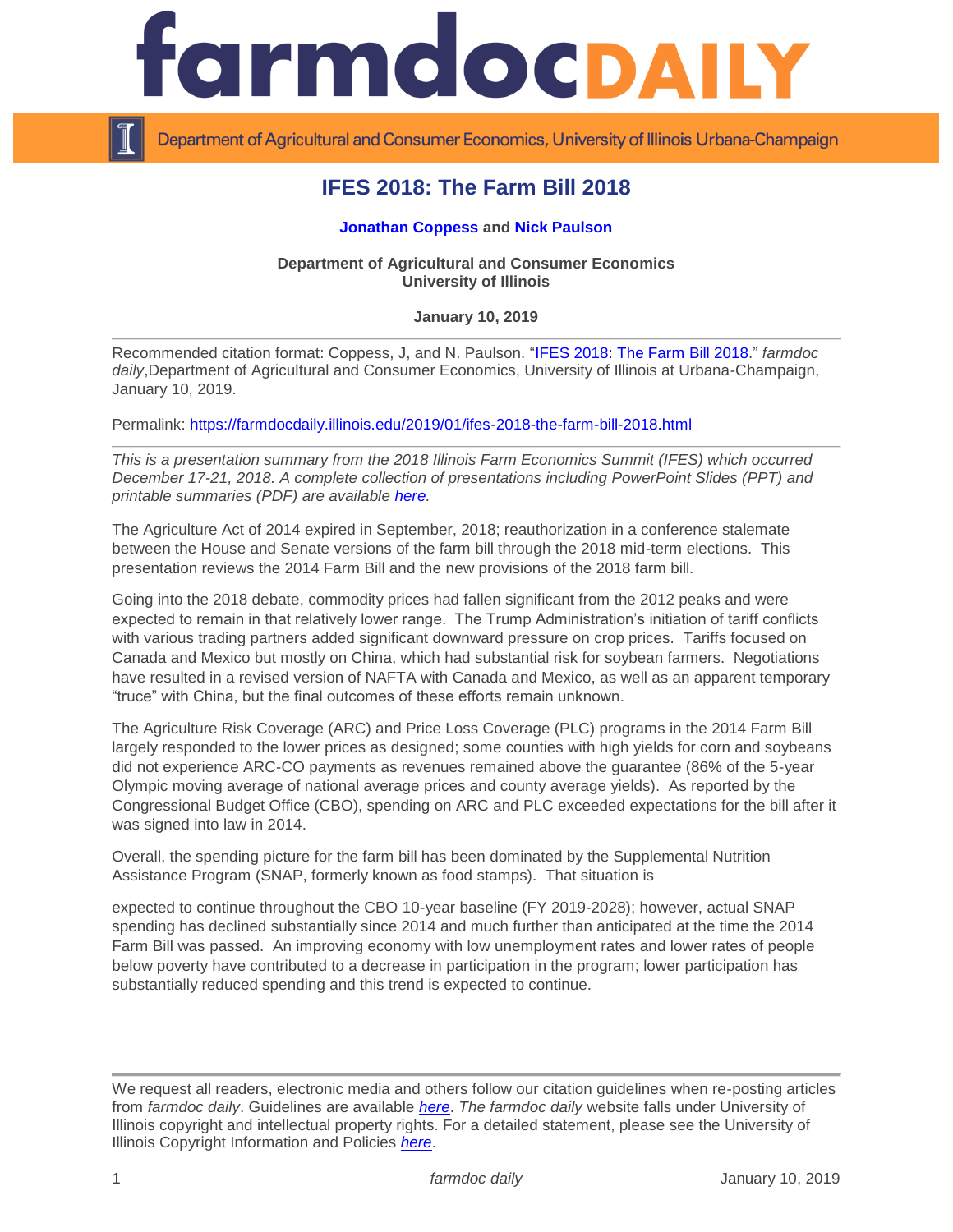# IFES 2018: The Farm Bill 2018

**Jonathan Coppess** and **Nick Paulson**

**Department of Agricultural and Consumer Economics**
**University of Illinois**

**January 10, 2019**

---

Recommended citation format: Coppess, J, and N. Paulson. "IFES 2018: The Farm Bill 2018." *farmdoc daily*,Department of Agricultural and Consumer Economics, University of Illinois at Urbana-Champaign, January 10, 2019.

Permalink: https://farmdocdaily.illinois.edu/2019/01/ifes-2018-the-farm-bill-2018.html

---

*This is a presentation summary from the 2018 Illinois Farm Economics Summit (IFES) which occurred December 17-21, 2018. A complete collection of presentations including PowerPoint Slides (PPT) and printable summaries (PDF) are available here.*

The Agriculture Act of 2014 expired in September, 2018; reauthorization in a conference stalemate between the House and Senate versions of the farm bill through the 2018 mid-term elections. This presentation reviews the 2014 Farm Bill and the new provisions of the 2018 farm bill.

Going into the 2018 debate, commodity prices had fallen significant from the 2012 peaks and were expected to remain in that relatively lower range. The Trump Administration's initiation of tariff conflicts with various trading partners added significant downward pressure on crop prices. Tariffs focused on Canada and Mexico but mostly on China, which had substantial risk for soybean farmers. Negotiations have resulted in a revised version of NAFTA with Canada and Mexico, as well as an apparent temporary "truce" with China, but the final outcomes of these efforts remain unknown.

The Agriculture Risk Coverage (ARC) and Price Loss Coverage (PLC) programs in the 2014 Farm Bill largely responded to the lower prices as designed; some counties with high yields for corn and soybeans did not experience ARC-CO payments as revenues remained above the guarantee (86% of the 5-year Olympic moving average of national average prices and county average yields). As reported by the Congressional Budget Office (CBO), spending on ARC and PLC exceeded expectations for the bill after it was signed into law in 2014.

Overall, the spending picture for the farm bill has been dominated by the Supplemental Nutrition Assistance Program (SNAP, formerly known as food stamps). That situation is expected to continue throughout the CBO 10-year baseline (FY 2019-2028); however, actual SNAP spending has declined substantially since 2014 and much further than anticipated at the time the 2014 Farm Bill was passed. An improving economy with low unemployment rates and lower rates of people below poverty have contributed to a decrease in participation in the program; lower participation has substantially reduced spending and this trend is expected to continue.

---

We request all readers, electronic media and others follow our citation guidelines when re-posting articles from *farmdoc daily*. Guidelines are available *here*. *The farmdoc daily* website falls under University of Illinois copyright and intellectual property rights. For a detailed statement, please see the University of Illinois Copyright Information and Policies *here*.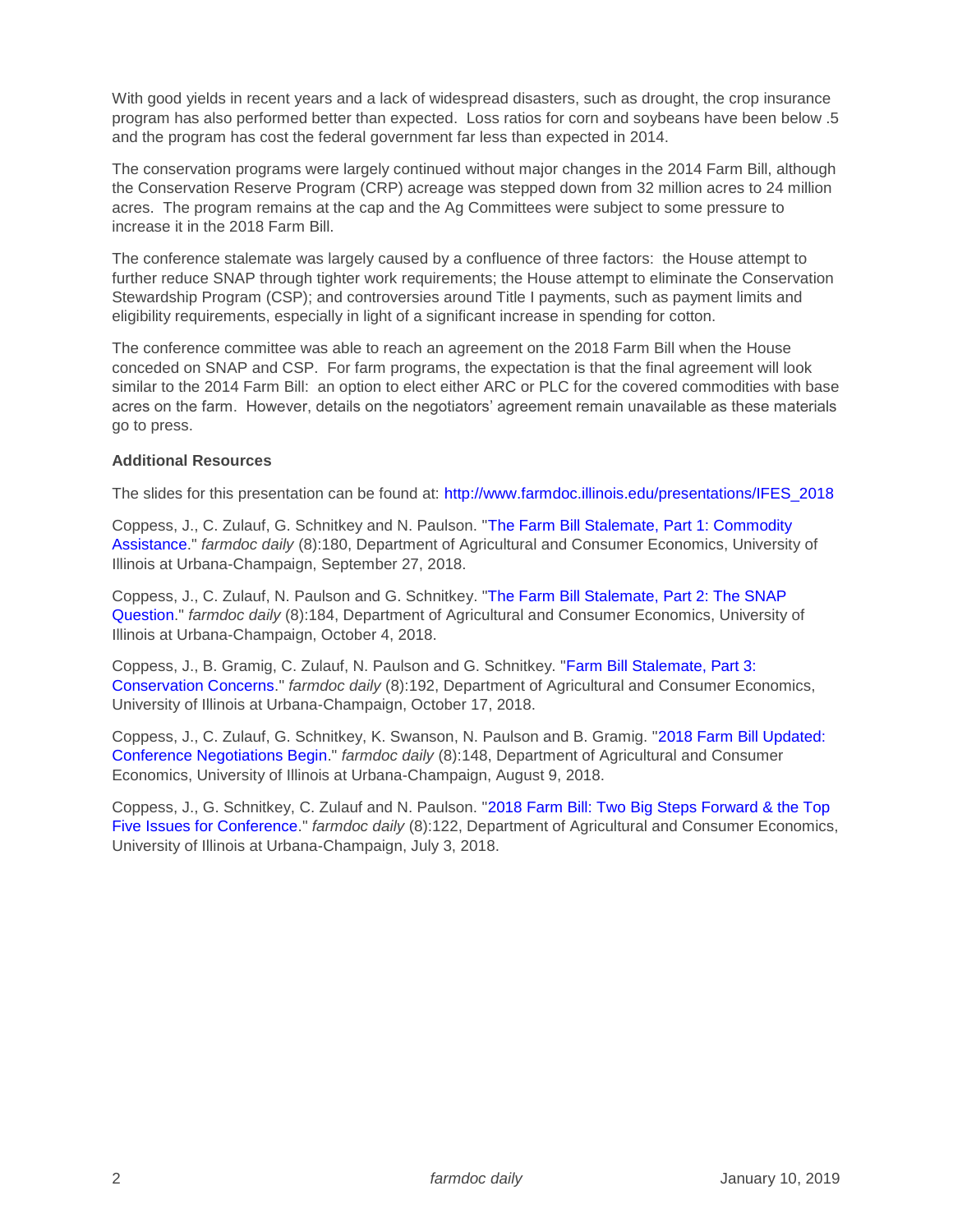With good yields in recent years and a lack of widespread disasters, such as drought, the crop insurance program has also performed better than expected. Loss ratios for corn and soybeans have been below .5 and the program has cost the federal government far less than expected in 2014.

The conservation programs were largely continued without major changes in the 2014 Farm Bill, although the Conservation Reserve Program (CRP) acreage was stepped down from 32 million acres to 24 million acres. The program remains at the cap and the Ag Committees were subject to some pressure to increase it in the 2018 Farm Bill.

The conference stalemate was largely caused by a confluence of three factors: the House attempt to further reduce SNAP through tighter work requirements; the House attempt to eliminate the Conservation Stewardship Program (CSP); and controversies around Title I payments, such as payment limits and eligibility requirements, especially in light of a significant increase in spending for cotton.

The conference committee was able to reach an agreement on the 2018 Farm Bill when the House conceded on SNAP and CSP. For farm programs, the expectation is that the final agreement will look similar to the 2014 Farm Bill: an option to elect either ARC or PLC for the covered commodities with base acres on the farm. However, details on the negotiators' agreement remain unavailable as these materials go to press.

**Additional Resources**

The slides for this presentation can be found at: http://www.farmdoc.illinois.edu/presentations/IFES_2018

Coppess, J., C. Zulauf, G. Schnitkey and N. Paulson. "The Farm Bill Stalemate, Part 1: Commodity Assistance." *farmdoc daily* (8):180, Department of Agricultural and Consumer Economics, University of Illinois at Urbana-Champaign, September 27, 2018.

Coppess, J., C. Zulauf, N. Paulson and G. Schnitkey. "The Farm Bill Stalemate, Part 2: The SNAP Question." *farmdoc daily* (8):184, Department of Agricultural and Consumer Economics, University of Illinois at Urbana-Champaign, October 4, 2018.

Coppess, J., B. Gramig, C. Zulauf, N. Paulson and G. Schnitkey. "Farm Bill Stalemate, Part 3: Conservation Concerns." *farmdoc daily* (8):192, Department of Agricultural and Consumer Economics, University of Illinois at Urbana-Champaign, October 17, 2018.

Coppess, J., C. Zulauf, G. Schnitkey, K. Swanson, N. Paulson and B. Gramig. "2018 Farm Bill Updated: Conference Negotiations Begin." *farmdoc daily* (8):148, Department of Agricultural and Consumer Economics, University of Illinois at Urbana-Champaign, August 9, 2018.

Coppess, J., G. Schnitkey, C. Zulauf and N. Paulson. "2018 Farm Bill: Two Big Steps Forward & the Top Five Issues for Conference." *farmdoc daily* (8):122, Department of Agricultural and Consumer Economics, University of Illinois at Urbana-Champaign, July 3, 2018.